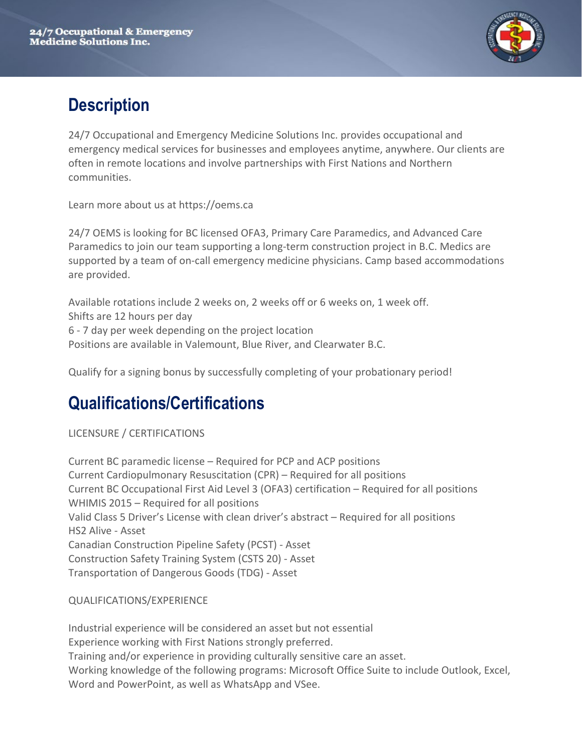24/7 Occupational & Emergency Medicine Solutions Inc.

## Description

24/7 Occupational and Emergency Medicine Solutions Inc. provides occupational and emergency medical services for businesses and employees anytime, anywhere. Our clients are often in remote locations and involve partnerships with First Nations and Northern communities.

Learn more about us at https://oems.ca

24/7 OEMS is looking for BC licensed OFA3, Primary Care Paramedics, and Advanced Care Paramedics to join our team supporting a long-term construction project in B.C. Medics are supported by a team of on-call emergency medicine physicians. Camp based accommodations are provided.

Available rotations include 2 weeks on, 2 weeks off or 6 weeks on, 1 week off.
Shifts are 12 hours per day
6 - 7 day per week depending on the project location
Positions are available in Valemount, Blue River, and Clearwater B.C.

Qualify for a signing bonus by successfully completing of your probationary period!

## Qualifications/Certifications

LICENSURE / CERTIFICATIONS

Current BC paramedic license – Required for PCP and ACP positions
Current Cardiopulmonary Resuscitation (CPR) – Required for all positions
Current BC Occupational First Aid Level 3 (OFA3) certification – Required for all positions
WHIMIS 2015 – Required for all positions
Valid Class 5 Driver's License with clean driver's abstract – Required for all positions
HS2 Alive - Asset
Canadian Construction Pipeline Safety (PCST) - Asset
Construction Safety Training System (CSTS 20) - Asset
Transportation of Dangerous Goods (TDG) - Asset

QUALIFICATIONS/EXPERIENCE

Industrial experience will be considered an asset but not essential
Experience working with First Nations strongly preferred.
Training and/or experience in providing culturally sensitive care an asset.
Working knowledge of the following programs: Microsoft Office Suite to include Outlook, Excel, Word and PowerPoint, as well as WhatsApp and VSee.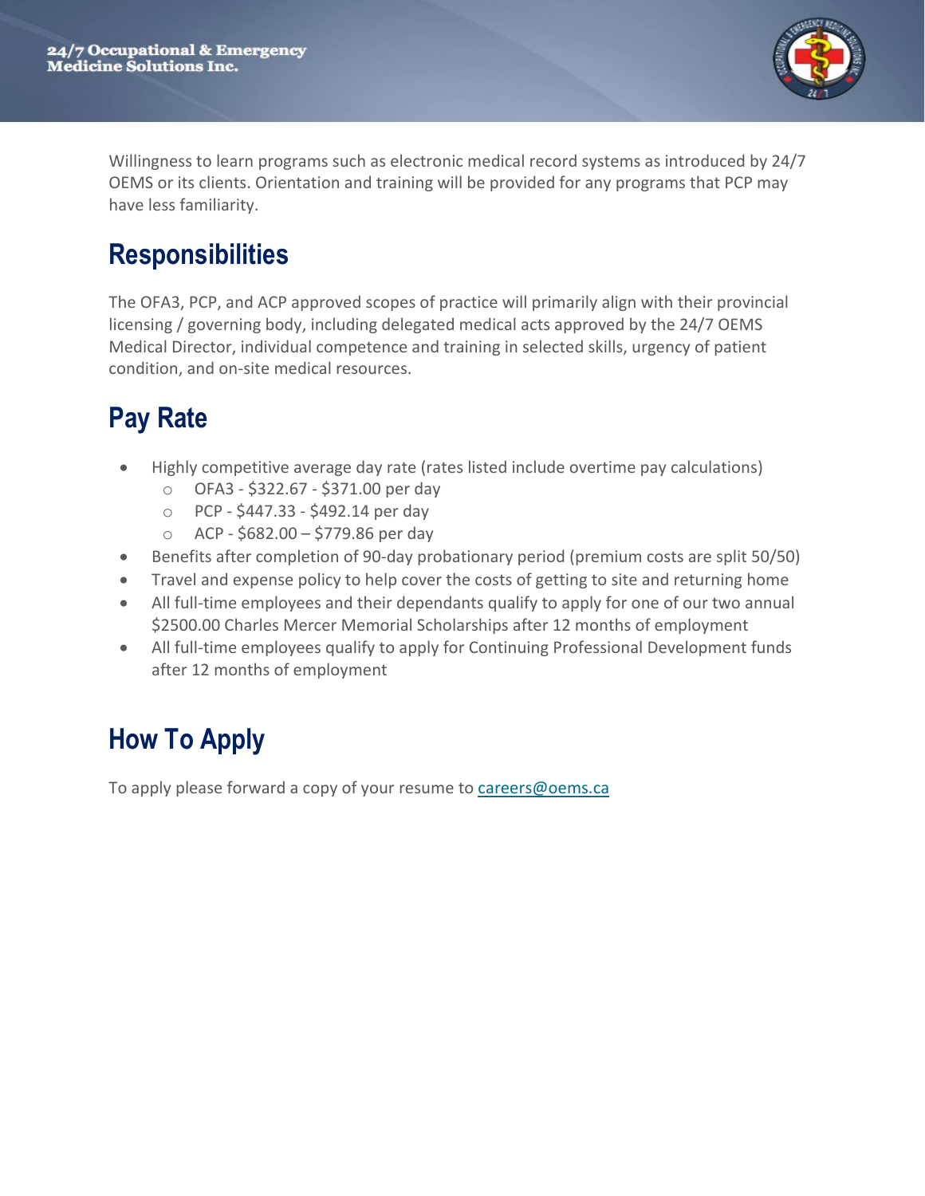Willingness to learn programs such as electronic medical record systems as introduced by 24/7 OEMS or its clients. Orientation and training will be provided for any programs that PCP may have less familiarity.

## Responsibilities

The OFA3, PCP, and ACP approved scopes of practice will primarily align with their provincial licensing / governing body, including delegated medical acts approved by the 24/7 OEMS Medical Director, individual competence and training in selected skills, urgency of patient condition, and on-site medical resources.

## Pay Rate

- Highly competitive average day rate (rates listed include overtime pay calculations)
    - OFA3 - $322.67 - $371.00 per day
    - PCP - $447.33 - $492.14 per day
    - ACP - $682.00 – $779.86 per day
- Benefits after completion of 90-day probationary period (premium costs are split 50/50)
- Travel and expense policy to help cover the costs of getting to site and returning home
- All full-time employees and their dependants qualify to apply for one of our two annual $2500.00 Charles Mercer Memorial Scholarships after 12 months of employment
- All full-time employees qualify to apply for Continuing Professional Development funds after 12 months of employment

## How To Apply

To apply please forward a copy of your resume to [careers@oems.ca](mailto:careers@oems.ca)